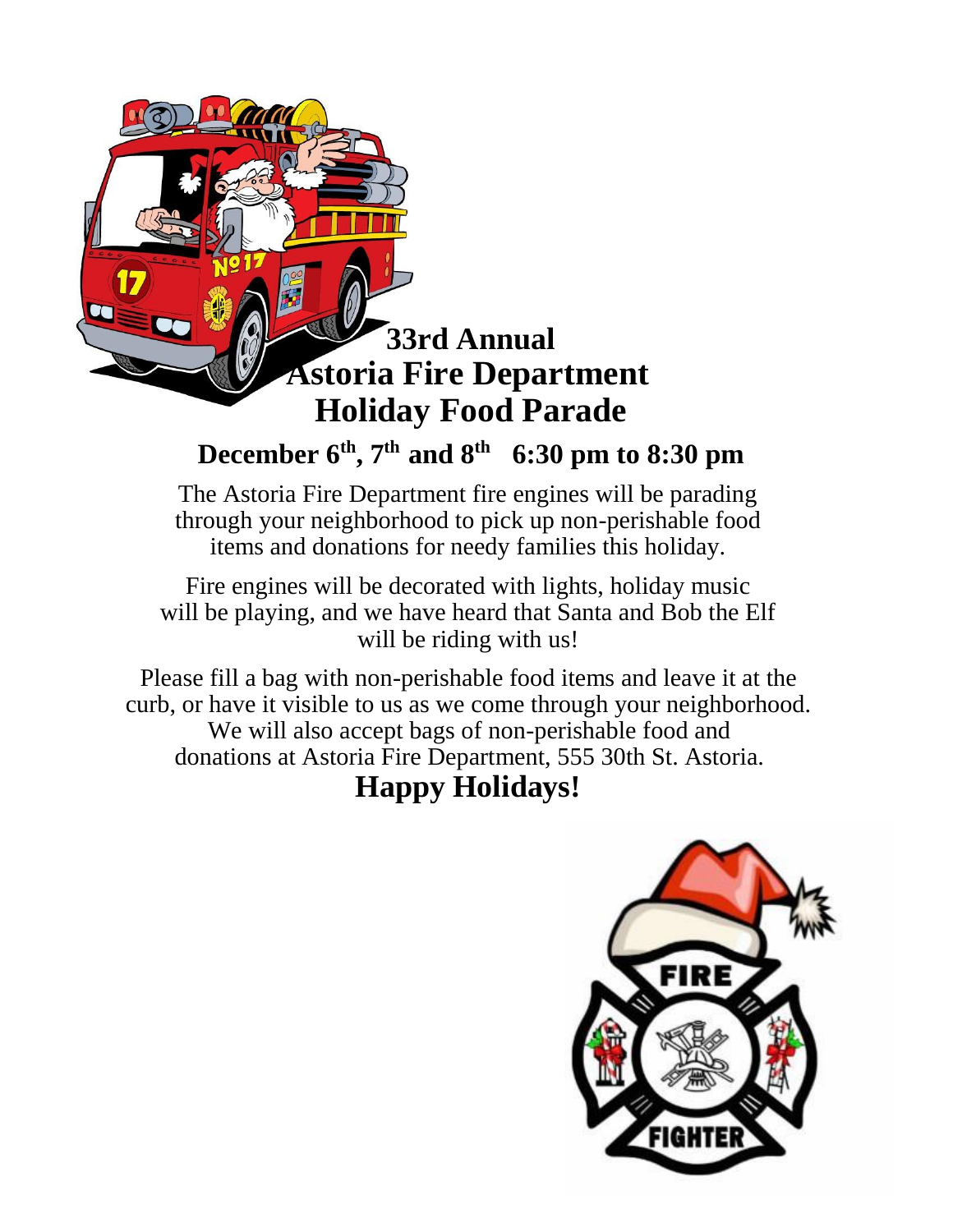# 33rd Annual Astoria Fire Department Holiday Food Parade

## December 6th, 7th and 8th   6:30 pm to 8:30 pm

The Astoria Fire Department fire engines will be parading through your neighborhood to pick up non-perishable food items and donations for needy families this holiday.

Fire engines will be decorated with lights, holiday music will be playing, and we have heard that Santa and Bob the Elf will be riding with us!

Please fill a bag with non-perishable food items and leave it at the curb, or have it visible to us as we come through your neighborhood. We will also accept bags of non-perishable food and donations at Astoria Fire Department, 555 30th St. Astoria.

## Happy Holidays!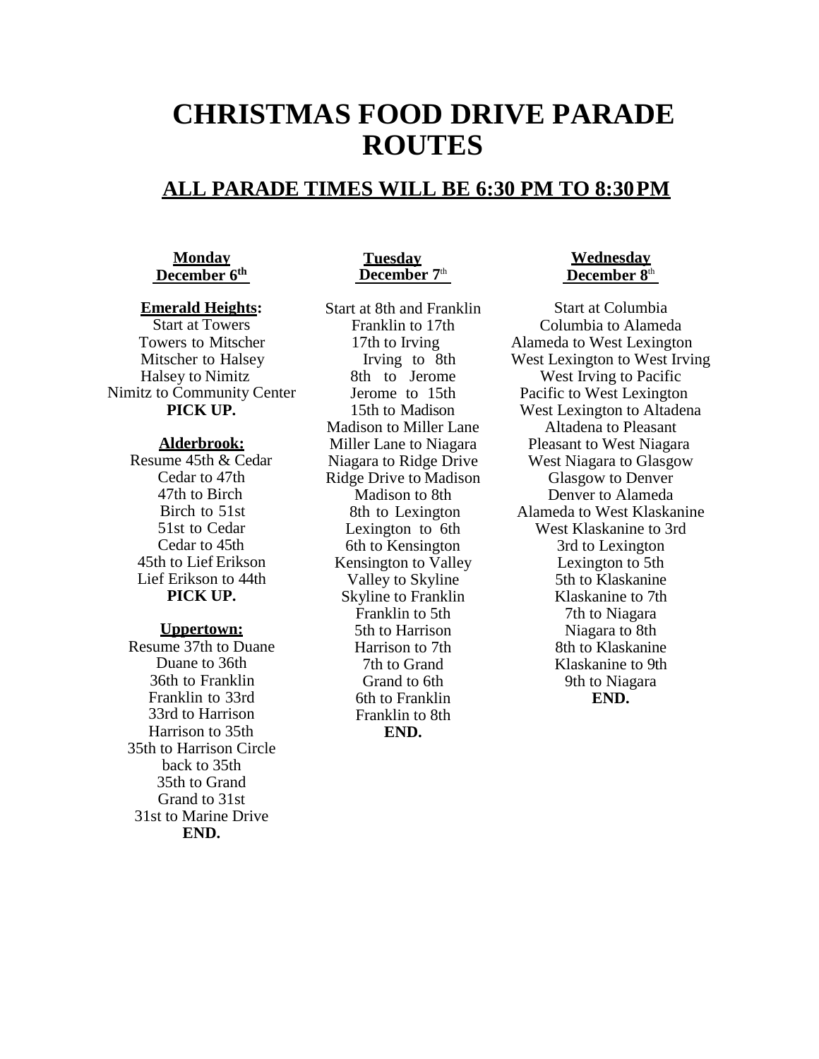# CHRISTMAS FOOD DRIVE PARADE ROUTES

## ALL PARADE TIMES WILL BE 6:30 PM TO 8:30 PM

**Monday**
**December 6th**

**Emerald Heights:**
Start at Towers
Towers to Mitscher
Mitscher to Halsey
Halsey to Nimitz
Nimitz to Community Center
**PICK UP.**

**Alderbrook:**
Resume 45th & Cedar
Cedar to 47th
47th to Birch
Birch to 51st
51st to Cedar
Cedar to 45th
45th to Lief Erikson
Lief Erikson to 44th
**PICK UP.**

**Uppertown:**
Resume 37th to Duane
Duane to 36th
36th to Franklin
Franklin to 33rd
33rd to Harrison
Harrison to 35th
35th to Harrison Circle
back to 35th
35th to Grand
Grand to 31st
31st to Marine Drive
**END.**

**Tuesday**
**December 7th**

Start at 8th and Franklin
Franklin to 17th
17th to Irving
Irving to 8th
8th to Jerome
Jerome to 15th
15th to Madison
Madison to Miller Lane
Miller Lane to Niagara
Niagara to Ridge Drive
Ridge Drive to Madison
Madison to 8th
8th to Lexington
Lexington to 6th
6th to Kensington
Kensington to Valley
Valley to Skyline
Skyline to Franklin
Franklin to 5th
5th to Harrison
Harrison to 7th
7th to Grand
Grand to 6th
6th to Franklin
Franklin to 8th
**END.**

**Wednesday**
**December 8th**

Start at Columbia
Columbia to Alameda
Alameda to West Lexington
West Lexington to West Irving
West Irving to Pacific
Pacific to West Lexington
West Lexington to Altadena
Altadena to Pleasant
Pleasant to West Niagara
West Niagara to Glasgow
Glasgow to Denver
Denver to Alameda
Alameda to West Klaskanine
West Klaskanine to 3rd
3rd to Lexington
Lexington to 5th
5th to Klaskanine
Klaskanine to 7th
7th to Niagara
Niagara to 8th
8th to Klaskanine
Klaskanine to 9th
9th to Niagara
**END.**